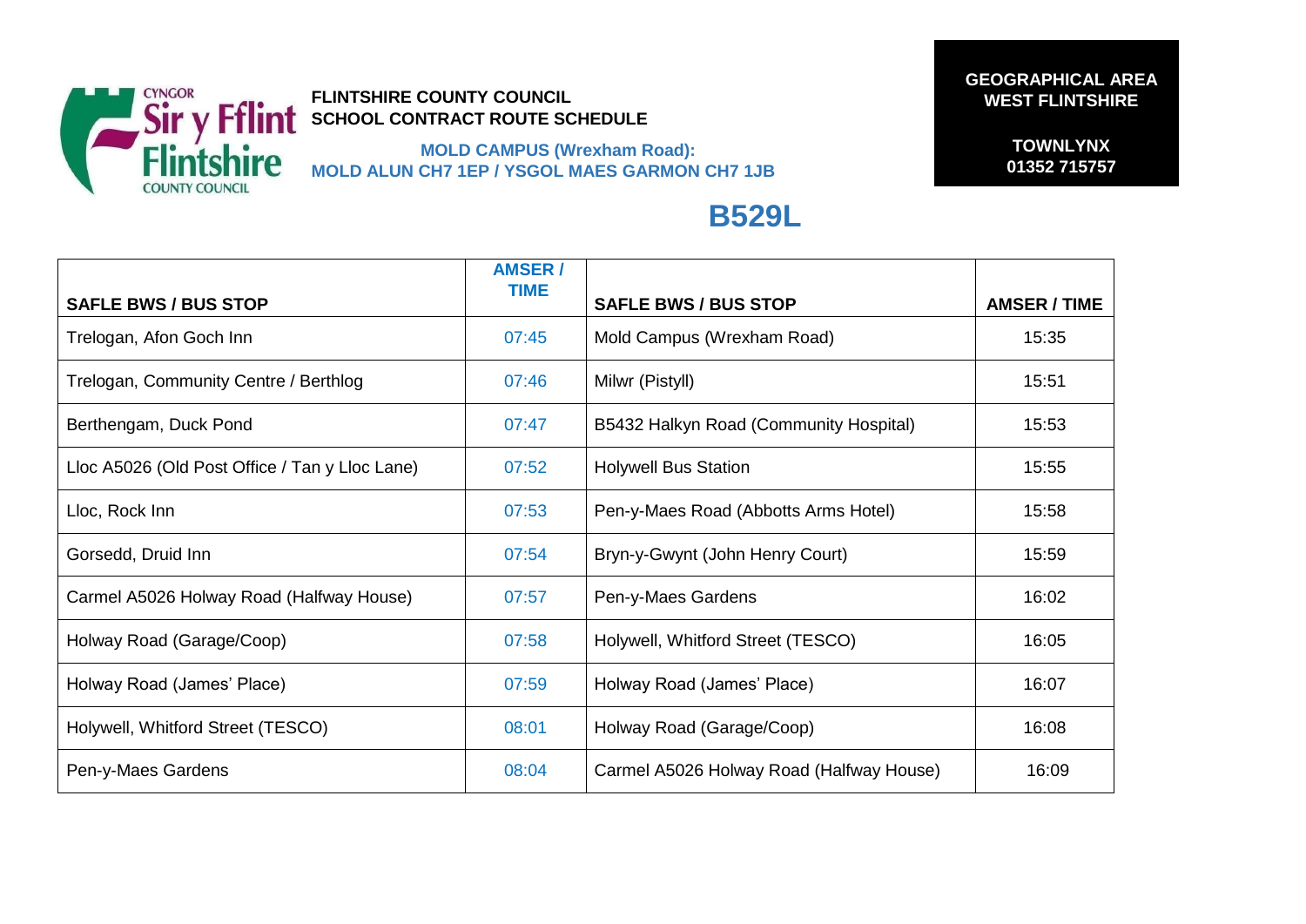**FLINTSHIRE COUNTY COUNCIL**
**SCHOOL CONTRACT ROUTE SCHEDULE**

**MOLD CAMPUS (Wrexham Road):**
**MOLD ALUN CH7 1EP / YSGOL MAES GARMON CH7 1JB**

**GEOGRAPHICAL AREA**
**WEST FLINTSHIRE**

**TOWNLYNX**
**01352 715757**

# B529L

| SAFLE BWS / BUS STOP | AMSER / TIME | SAFLE BWS / BUS STOP | AMSER / TIME |
|---|---|---|---|
| Trelogan, Afon Goch Inn | 07:45 | Mold Campus (Wrexham Road) | 15:35 |
| Trelogan, Community Centre / Berthlog | 07:46 | Milwr (Pistyll) | 15:51 |
| Berthengam, Duck Pond | 07:47 | B5432 Halkyn Road (Community Hospital) | 15:53 |
| Lloc A5026 (Old Post Office / Tan y Lloc Lane) | 07:52 | Holywell Bus Station | 15:55 |
| Lloc, Rock Inn | 07:53 | Pen-y-Maes Road (Abbotts Arms Hotel) | 15:58 |
| Gorsedd, Druid Inn | 07:54 | Bryn-y-Gwynt (John Henry Court) | 15:59 |
| Carmel A5026 Holway Road (Halfway House) | 07:57 | Pen-y-Maes Gardens | 16:02 |
| Holway Road (Garage/Coop) | 07:58 | Holywell, Whitford Street (TESCO) | 16:05 |
| Holway Road (James' Place) | 07:59 | Holway Road (James' Place) | 16:07 |
| Holywell, Whitford Street (TESCO) | 08:01 | Holway Road (Garage/Coop) | 16:08 |
| Pen-y-Maes Gardens | 08:04 | Carmel A5026 Holway Road (Halfway House) | 16:09 |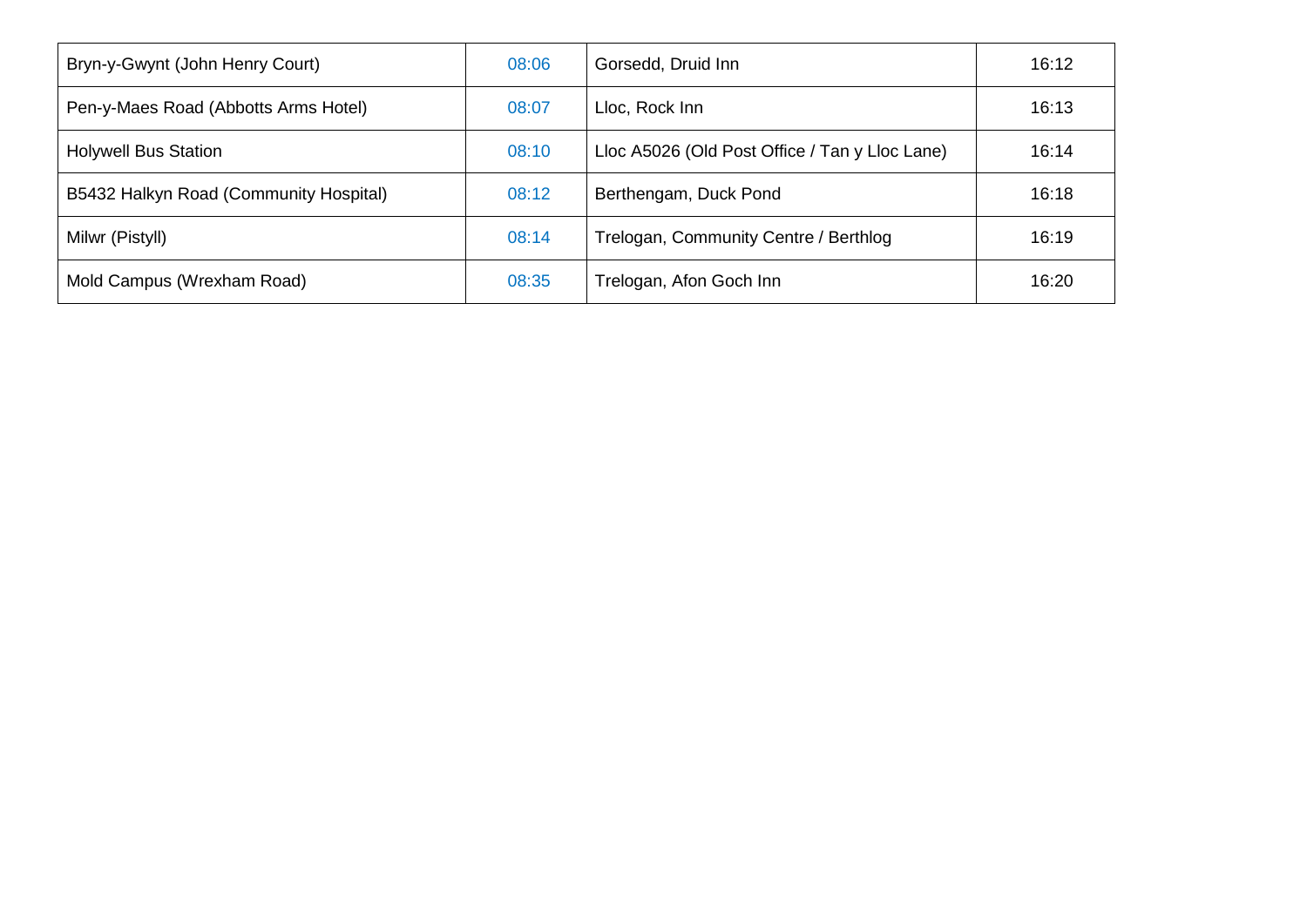| | | | |
|---|---|---|---|
| Bryn-y-Gwynt (John Henry Court) | 08:06 | Gorsedd, Druid Inn | 16:12 |
| Pen-y-Maes Road (Abbotts Arms Hotel) | 08:07 | Lloc, Rock Inn | 16:13 |
| Holywell Bus Station | 08:10 | Lloc A5026 (Old Post Office / Tan y Lloc Lane) | 16:14 |
| B5432 Halkyn Road (Community Hospital) | 08:12 | Berthengam, Duck Pond | 16:18 |
| Milwr (Pistyll) | 08:14 | Trelogan, Community Centre / Berthlog | 16:19 |
| Mold Campus (Wrexham Road) | 08:35 | Trelogan, Afon Goch Inn | 16:20 |